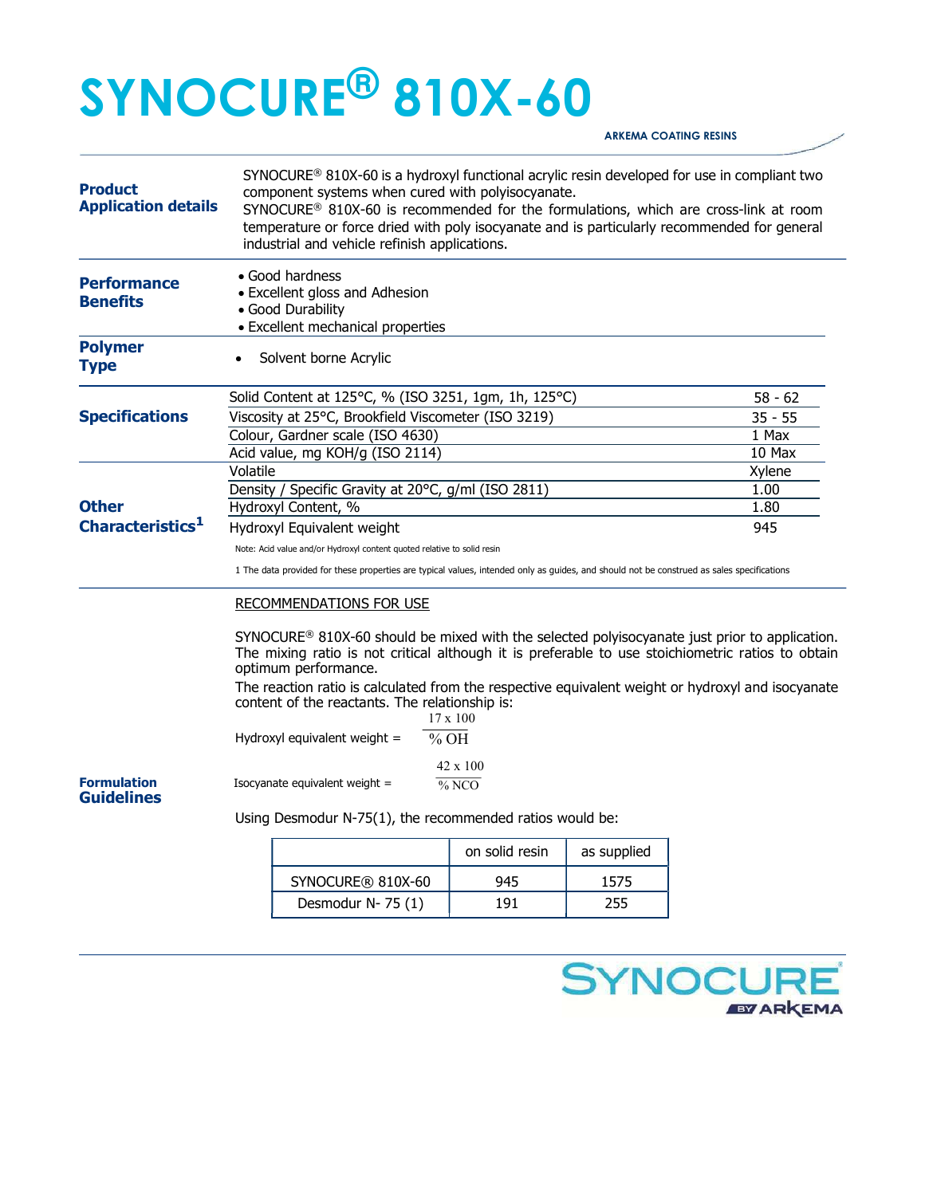# SYNOCURE® 810X-60

ARKEMA COATING RESINS

## Product Application details

SYNOCURE® 810X-60 is a hydroxyl functional acrylic resin developed for use in compliant two component systems when cured with polyisocyanate.
SYNOCURE® 810X-60 is recommended for the formulations, which are cross-link at room temperature or force dried with poly isocyanate and is particularly recommended for general industrial and vehicle refinish applications.

## Performance Benefits

- Good hardness
- Excellent gloss and Adhesion
- Good Durability
- Excellent mechanical properties

## Polymer Type

- Solvent borne Acrylic

## Specifications

| Property | Value |
|---|---|
| Solid Content at 125°C, % (ISO 3251, 1gm, 1h, 125°C) | 58 - 62 |
| Viscosity at 25°C, Brookfield Viscometer (ISO 3219) | 35 - 55 |
| Colour, Gardner scale (ISO 4630) | 1 Max |
| Acid value, mg KOH/g (ISO 2114) | 10 Max |

## Other Characteristics[1]

| Property | Value |
|---|---|
| Volatile | Xylene |
| Density / Specific Gravity at 20°C, g/ml (ISO 2811) | 1.00 |
| Hydroxyl Content, % | 1.80 |
| Hydroxyl Equivalent weight | 945 |

Note: Acid value and/or Hydroxyl content quoted relative to solid resin

1 The data provided for these properties are typical values, intended only as guides, and should not be construed as sales specifications

## Formulation Guidelines

RECOMMENDATIONS FOR USE

SYNOCURE® 810X-60 should be mixed with the selected polyisocyanate just prior to application. The mixing ratio is not critical although it is preferable to use stoichiometric ratios to obtain optimum performance.
The reaction ratio is calculated from the respective equivalent weight or hydroxyl and isocyanate content of the reactants. The relationship is:

$$\text{Hydroxyl equivalent weight} = \frac{17 \times 100}{\% \text{ OH}}$$

$$\text{Isocyanate equivalent weight} = \frac{42 \times 100}{\% \text{ NCO}}$$

Using Desmodur N-75(1), the recommended ratios would be:

| | on solid resin | as supplied |
|---|---|---|
| SYNOCURE® 810X-60 | 945 | 1575 |
| Desmodur N- 75 (1) | 191 | 255 |

SYNOCURE BY ARKEMA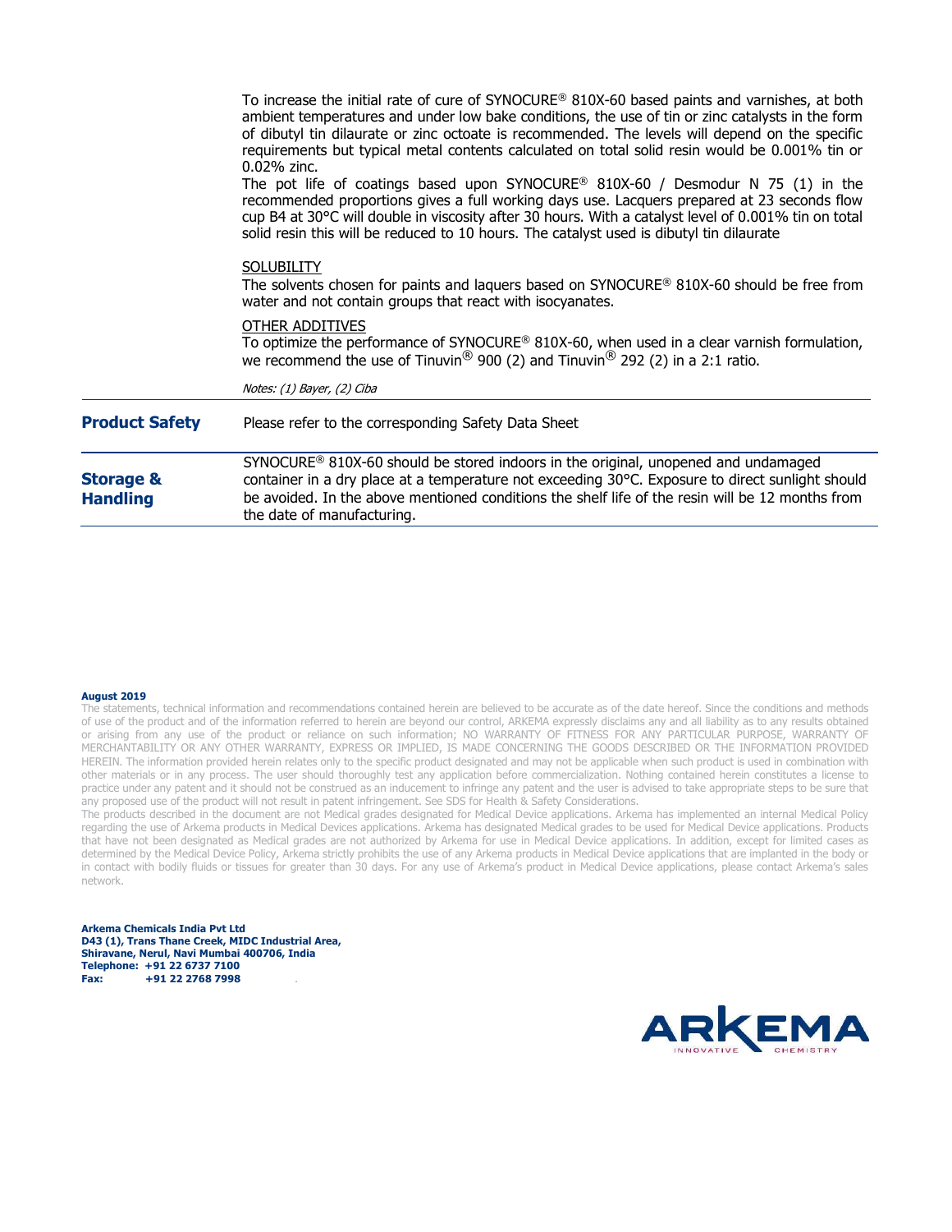To increase the initial rate of cure of SYNOCURE® 810X-60 based paints and varnishes, at both ambient temperatures and under low bake conditions, the use of tin or zinc catalysts in the form of dibutyl tin dilaurate or zinc octoate is recommended. The levels will depend on the specific requirements but typical metal contents calculated on total solid resin would be 0.001% tin or 0.02% zinc.

The pot life of coatings based upon SYNOCURE® 810X-60 / Desmodur N 75 (1) in the recommended proportions gives a full working days use. Lacquers prepared at 23 seconds flow cup B4 at 30°C will double in viscosity after 30 hours. With a catalyst level of 0.001% tin on total solid resin this will be reduced to 10 hours. The catalyst used is dibutyl tin dilaurate

<u>SOLUBILITY</u>

The solvents chosen for paints and laquers based on SYNOCURE® 810X-60 should be free from water and not contain groups that react with isocyanates.

<u>OTHER ADDITIVES</u>

To optimize the performance of SYNOCURE® 810X-60, when used in a clear varnish formulation, we recommend the use of Tinuvin® 900 (2) and Tinuvin® 292 (2) in a 2:1 ratio.

*Notes: (1) Bayer, (2) Ciba*

## Product Safety

Please refer to the corresponding Safety Data Sheet

## Storage & Handling

SYNOCURE® 810X-60 should be stored indoors in the original, unopened and undamaged container in a dry place at a temperature not exceeding 30°C. Exposure to direct sunlight should be avoided. In the above mentioned conditions the shelf life of the resin will be 12 months from the date of manufacturing.

**August 2019**

The statements, technical information and recommendations contained herein are believed to be accurate as of the date hereof. Since the conditions and methods of use of the product and of the information referred to herein are beyond our control, ARKEMA expressly disclaims any and all liability as to any results obtained or arising from any use of the product or reliance on such information; NO WARRANTY OF FITNESS FOR ANY PARTICULAR PURPOSE, WARRANTY OF MERCHANTABILITY OR ANY OTHER WARRANTY, EXPRESS OR IMPLIED, IS MADE CONCERNING THE GOODS DESCRIBED OR THE INFORMATION PROVIDED HEREIN. The information provided herein relates only to the specific product designated and may not be applicable when such product is used in combination with other materials or in any process. The user should thoroughly test any application before commercialization. Nothing contained herein constitutes a license to practice under any patent and it should not be construed as an inducement to infringe any patent and the user is advised to take appropriate steps to be sure that any proposed use of the product will not result in patent infringement. See SDS for Health & Safety Considerations.

The products described in the document are not Medical grades designated for Medical Device applications. Arkema has implemented an internal Medical Policy regarding the use of Arkema products in Medical Devices applications. Arkema has designated Medical grades to be used for Medical Device applications. Products that have not been designated as Medical grades are not authorized by Arkema for use in Medical Device applications. In addition, except for limited cases as determined by the Medical Device Policy, Arkema strictly prohibits the use of any Arkema products in Medical Device applications that are implanted in the body or in contact with bodily fluids or tissues for greater than 30 days. For any use of Arkema's product in Medical Device applications, please contact Arkema's sales network.

**Arkema Chemicals India Pvt Ltd**
**D43 (1), Trans Thane Creek, MIDC Industrial Area,**
**Shiravane, Nerul, Navi Mumbai 400706, India**
**Telephone: +91 22 6737 7100**
**Fax: +91 22 2768 7998**

ARKEMA INNOVATIVE CHEMISTRY